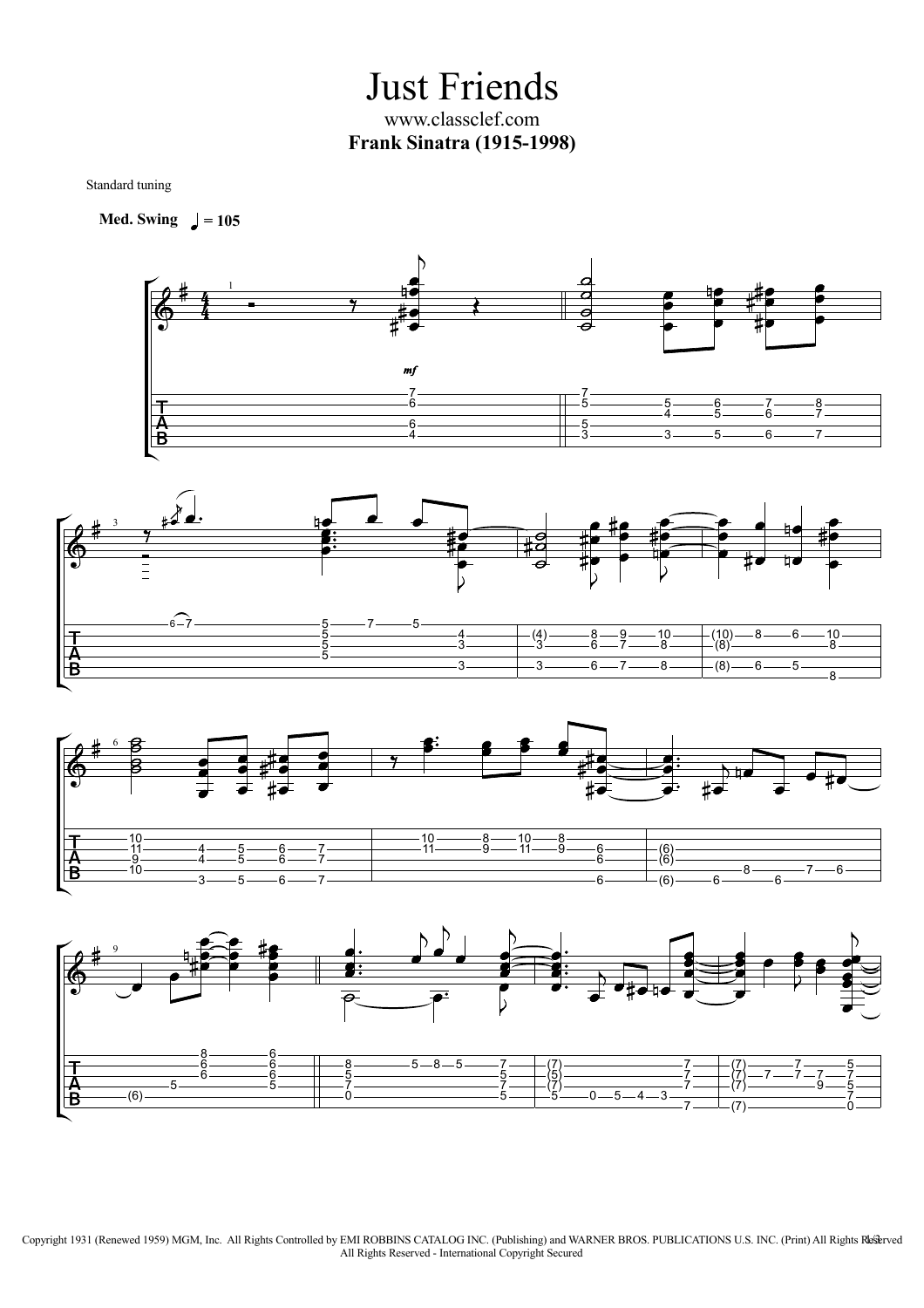# Just Friends

www.classclef.com

**Frank Sinatra (1915-1998)**

Standard tuning

**Med. Swing** ♩ = 105

Copyright 1931 (Renewed 1959) MGM, Inc. All Rights Controlled by EMI ROBBINS CATALOG INC. (Publishing) and WARNER BROS. PUBLICATIONS U.S. INC. (Print) All Rights Reserved
All Rights Reserved - International Copyright Secured